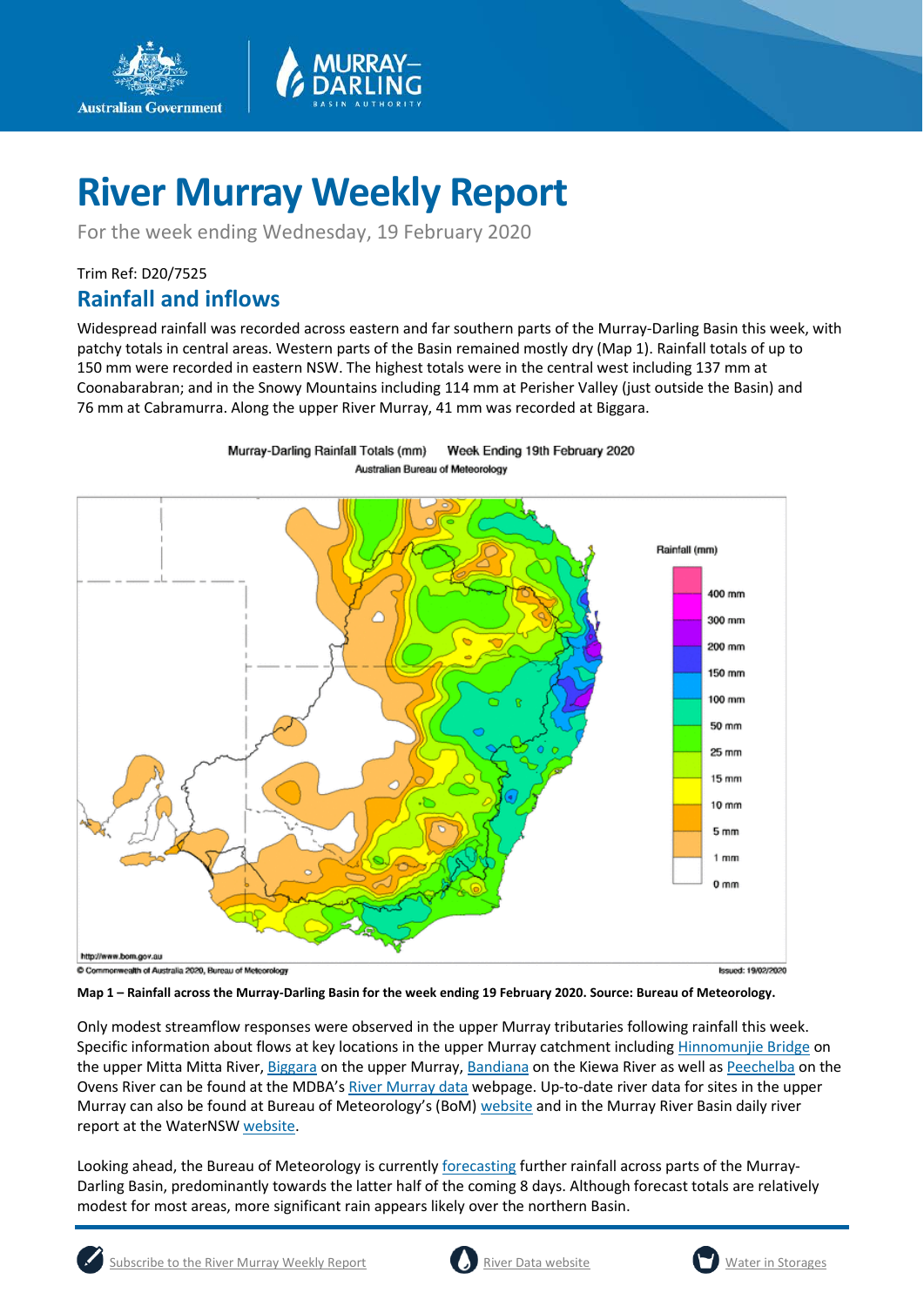# River Murray Weekly Report

For the week ending Wednesday, 19 February 2020

Trim Ref: D20/7525

## Rainfall and inflows

Widespread rainfall was recorded across eastern and far southern parts of the Murray-Darling Basin this week, with patchy totals in central areas. Western parts of the Basin remained mostly dry (Map 1). Rainfall totals of up to 150 mm were recorded in eastern NSW. The highest totals were in the central west including 137 mm at Coonabarabran; and in the Snowy Mountains including 114 mm at Perisher Valley (just outside the Basin) and 76 mm at Cabramurra. Along the upper River Murray, 41 mm was recorded at Biggara.

**Map 1 – Rainfall across the Murray-Darling Basin for the week ending 19 February 2020. Source: Bureau of Meteorology.**

Only modest streamflow responses were observed in the upper Murray tributaries following rainfall this week. Specific information about flows at key locations in the upper Murray catchment including Hinnomunjie Bridge on the upper Mitta Mitta River, Biggara on the upper Murray, Bandiana on the Kiewa River as well as Peechelba on the Ovens River can be found at the MDBA's River Murray data webpage. Up-to-date river data for sites in the upper Murray can also be found at Bureau of Meteorology's (BoM) website and in the Murray River Basin daily river report at the WaterNSW website.

Looking ahead, the Bureau of Meteorology is currently forecasting further rainfall across parts of the Murray-Darling Basin, predominantly towards the latter half of the coming 8 days. Although forecast totals are relatively modest for most areas, more significant rain appears likely over the northern Basin.

Subscribe to the River Murray Weekly Report | River Data website | Water in Storages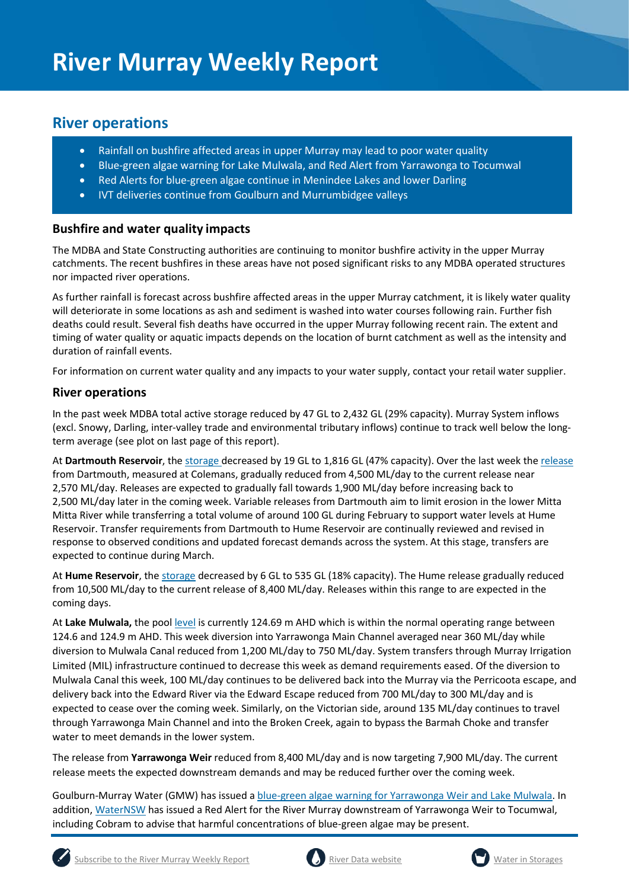# River Murray Weekly Report

## River operations

- Rainfall on bushfire affected areas in upper Murray may lead to poor water quality
- Blue-green algae warning for Lake Mulwala, and Red Alert from Yarrawonga to Tocumwal
- Red Alerts for blue-green algae continue in Menindee Lakes and lower Darling
- IVT deliveries continue from Goulburn and Murrumbidgee valleys

### Bushfire and water quality impacts

The MDBA and State Constructing authorities are continuing to monitor bushfire activity in the upper Murray catchments. The recent bushfires in these areas have not posed significant risks to any MDBA operated structures nor impacted river operations.

As further rainfall is forecast across bushfire affected areas in the upper Murray catchment, it is likely water quality will deteriorate in some locations as ash and sediment is washed into water courses following rain. Further fish deaths could result. Several fish deaths have occurred in the upper Murray following recent rain. The extent and timing of water quality or aquatic impacts depends on the location of burnt catchment as well as the intensity and duration of rainfall events.

For information on current water quality and any impacts to your water supply, contact your retail water supplier.

### River operations

In the past week MDBA total active storage reduced by 47 GL to 2,432 GL (29% capacity). Murray System inflows (excl. Snowy, Darling, inter-valley trade and environmental tributary inflows) continue to track well below the long-term average (see plot on last page of this report).

At **Dartmouth Reservoir**, the storage decreased by 19 GL to 1,816 GL (47% capacity). Over the last week the release from Dartmouth, measured at Colemans, gradually reduced from 4,500 ML/day to the current release near 2,570 ML/day. Releases are expected to gradually fall towards 1,900 ML/day before increasing back to 2,500 ML/day later in the coming week. Variable releases from Dartmouth aim to limit erosion in the lower Mitta Mitta River while transferring a total volume of around 100 GL during February to support water levels at Hume Reservoir. Transfer requirements from Dartmouth to Hume Reservoir are continually reviewed and revised in response to observed conditions and updated forecast demands across the system. At this stage, transfers are expected to continue during March.

At **Hume Reservoir**, the storage decreased by 6 GL to 535 GL (18% capacity). The Hume release gradually reduced from 10,500 ML/day to the current release of 8,400 ML/day. Releases within this range to are expected in the coming days.

At **Lake Mulwala,** the pool level is currently 124.69 m AHD which is within the normal operating range between 124.6 and 124.9 m AHD. This week diversion into Yarrawonga Main Channel averaged near 360 ML/day while diversion to Mulwala Canal reduced from 1,200 ML/day to 750 ML/day. System transfers through Murray Irrigation Limited (MIL) infrastructure continued to decrease this week as demand requirements eased. Of the diversion to Mulwala Canal this week, 100 ML/day continues to be delivered back into the Murray via the Perricoota escape, and delivery back into the Edward River via the Edward Escape reduced from 700 ML/day to 300 ML/day and is expected to cease over the coming week. Similarly, on the Victorian side, around 135 ML/day continues to travel through Yarrawonga Main Channel and into the Broken Creek, again to bypass the Barmah Choke and transfer water to meet demands in the lower system.

The release from **Yarrawonga Weir** reduced from 8,400 ML/day and is now targeting 7,900 ML/day. The current release meets the expected downstream demands and may be reduced further over the coming week.

Goulburn-Murray Water (GMW) has issued a blue-green algae warning for Yarrawonga Weir and Lake Mulwala. In addition, WaterNSW has issued a Red Alert for the River Murray downstream of Yarrawonga Weir to Tocumwal, including Cobram to advise that harmful concentrations of blue-green algae may be present.

Subscribe to the River Murray Weekly Report | River Data website | Water in Storages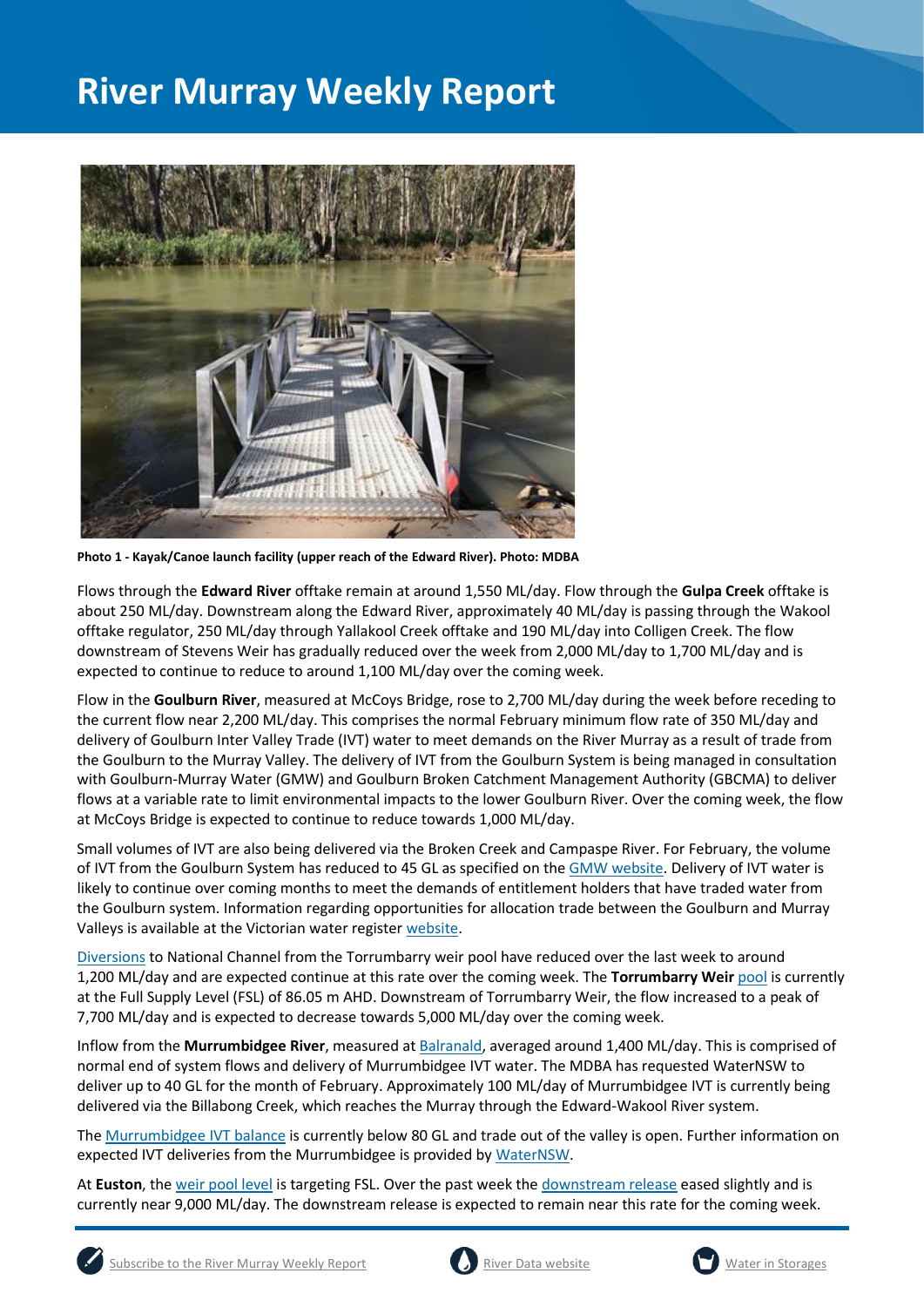# River Murray Weekly Report

**Photo 1 - Kayak/Canoe launch facility (upper reach of the Edward River). Photo: MDBA**

Flows through the **Edward River** offtake remain at around 1,550 ML/day. Flow through the **Gulpa Creek** offtake is about 250 ML/day. Downstream along the Edward River, approximately 40 ML/day is passing through the Wakool offtake regulator, 250 ML/day through Yallakool Creek offtake and 190 ML/day into Colligen Creek. The flow downstream of Stevens Weir has gradually reduced over the week from 2,000 ML/day to 1,700 ML/day and is expected to continue to reduce to around 1,100 ML/day over the coming week.

Flow in the **Goulburn River**, measured at McCoys Bridge, rose to 2,700 ML/day during the week before receding to the current flow near 2,200 ML/day. This comprises the normal February minimum flow rate of 350 ML/day and delivery of Goulburn Inter Valley Trade (IVT) water to meet demands on the River Murray as a result of trade from the Goulburn to the Murray Valley. The delivery of IVT from the Goulburn System is being managed in consultation with Goulburn-Murray Water (GMW) and Goulburn Broken Catchment Management Authority (GBCMA) to deliver flows at a variable rate to limit environmental impacts to the lower Goulburn River. Over the coming week, the flow at McCoys Bridge is expected to continue to reduce towards 1,000 ML/day.

Small volumes of IVT are also being delivered via the Broken Creek and Campaspe River. For February, the volume of IVT from the Goulburn System has reduced to 45 GL as specified on the GMW website. Delivery of IVT water is likely to continue over coming months to meet the demands of entitlement holders that have traded water from the Goulburn system. Information regarding opportunities for allocation trade between the Goulburn and Murray Valleys is available at the Victorian water register website.

Diversions to National Channel from the Torrumbarry weir pool have reduced over the last week to around 1,200 ML/day and are expected continue at this rate over the coming week. The **Torrumbarry Weir** pool is currently at the Full Supply Level (FSL) of 86.05 m AHD. Downstream of Torrumbarry Weir, the flow increased to a peak of 7,700 ML/day and is expected to decrease towards 5,000 ML/day over the coming week.

Inflow from the **Murrumbidgee River**, measured at Balranald, averaged around 1,400 ML/day. This is comprised of normal end of system flows and delivery of Murrumbidgee IVT water. The MDBA has requested WaterNSW to deliver up to 40 GL for the month of February. Approximately 100 ML/day of Murrumbidgee IVT is currently being delivered via the Billabong Creek, which reaches the Murray through the Edward-Wakool River system.

The Murrumbidgee IVT balance is currently below 80 GL and trade out of the valley is open. Further information on expected IVT deliveries from the Murrumbidgee is provided by WaterNSW.

At **Euston**, the weir pool level is targeting FSL. Over the past week the downstream release eased slightly and is currently near 9,000 ML/day. The downstream release is expected to remain near this rate for the coming week.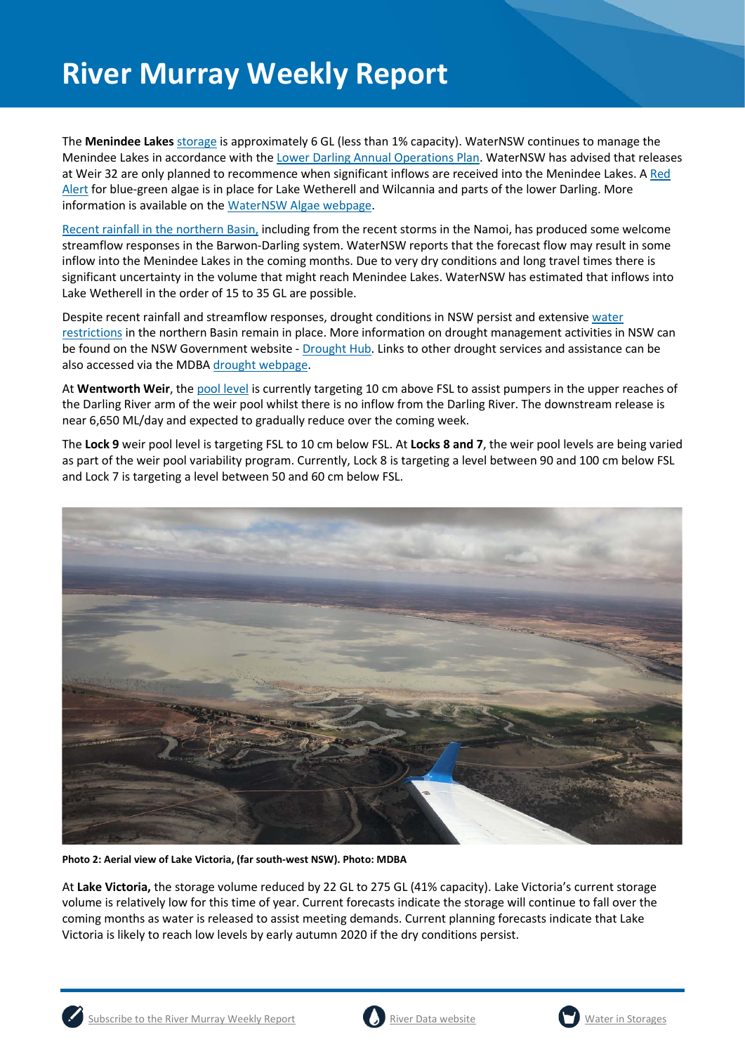The **Menindee Lakes** storage is approximately 6 GL (less than 1% capacity). WaterNSW continues to manage the Menindee Lakes in accordance with the Lower Darling Annual Operations Plan. WaterNSW has advised that releases at Weir 32 are only planned to recommence when significant inflows are received into the Menindee Lakes. A Red Alert for blue-green algae is in place for Lake Wetherell and Wilcannia and parts of the lower Darling. More information is available on the WaterNSW Algae webpage.

Recent rainfall in the northern Basin, including from the recent storms in the Namoi, has produced some welcome streamflow responses in the Barwon-Darling system. WaterNSW reports that the forecast flow may result in some inflow into the Menindee Lakes in the coming months. Due to very dry conditions and long travel times there is significant uncertainty in the volume that might reach Menindee Lakes. WaterNSW has estimated that inflows into Lake Wetherell in the order of 15 to 35 GL are possible.

Despite recent rainfall and streamflow responses, drought conditions in NSW persist and extensive water restrictions in the northern Basin remain in place. More information on drought management activities in NSW can be found on the NSW Government website - Drought Hub. Links to other drought services and assistance can be also accessed via the MDBA drought webpage.

At **Wentworth Weir**, the pool level is currently targeting 10 cm above FSL to assist pumpers in the upper reaches of the Darling River arm of the weir pool whilst there is no inflow from the Darling River. The downstream release is near 6,650 ML/day and expected to gradually reduce over the coming week.

The **Lock 9** weir pool level is targeting FSL to 10 cm below FSL. At **Locks 8 and 7**, the weir pool levels are being varied as part of the weir pool variability program. Currently, Lock 8 is targeting a level between 90 and 100 cm below FSL and Lock 7 is targeting a level between 50 and 60 cm below FSL.

**Photo 2: Aerial view of Lake Victoria, (far south-west NSW). Photo: MDBA**

At **Lake Victoria,** the storage volume reduced by 22 GL to 275 GL (41% capacity). Lake Victoria's current storage volume is relatively low for this time of year. Current forecasts indicate the storage will continue to fall over the coming months as water is released to assist meeting demands. Current planning forecasts indicate that Lake Victoria is likely to reach low levels by early autumn 2020 if the dry conditions persist.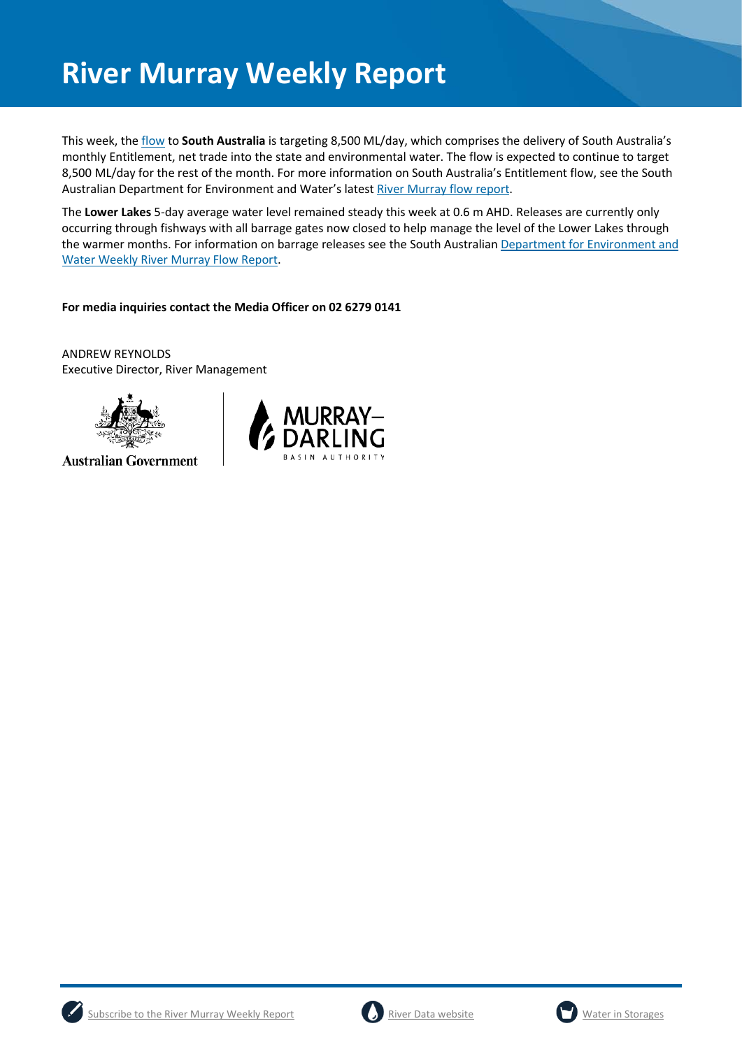# River Murray Weekly Report

This week, the [flow](#) to **South Australia** is targeting 8,500 ML/day, which comprises the delivery of South Australia's monthly Entitlement, net trade into the state and environmental water. The flow is expected to continue to target 8,500 ML/day for the rest of the month. For more information on South Australia's Entitlement flow, see the South Australian Department for Environment and Water's latest [River Murray flow report](#).

The **Lower Lakes** 5-day average water level remained steady this week at 0.6 m AHD. Releases are currently only occurring through fishways with all barrage gates now closed to help manage the level of the Lower Lakes through the warmer months. For information on barrage releases see the South Australian [Department for Environment and Water Weekly River Murray Flow Report](#).

**For media inquiries contact the Media Officer on 02 6279 0141**

ANDREW REYNOLDS
Executive Director, River Management

Australian Government

MURRAY–DARLING BASIN AUTHORITY

[Subscribe to the River Murray Weekly Report](#) [River Data website](#) [Water in Storages](#)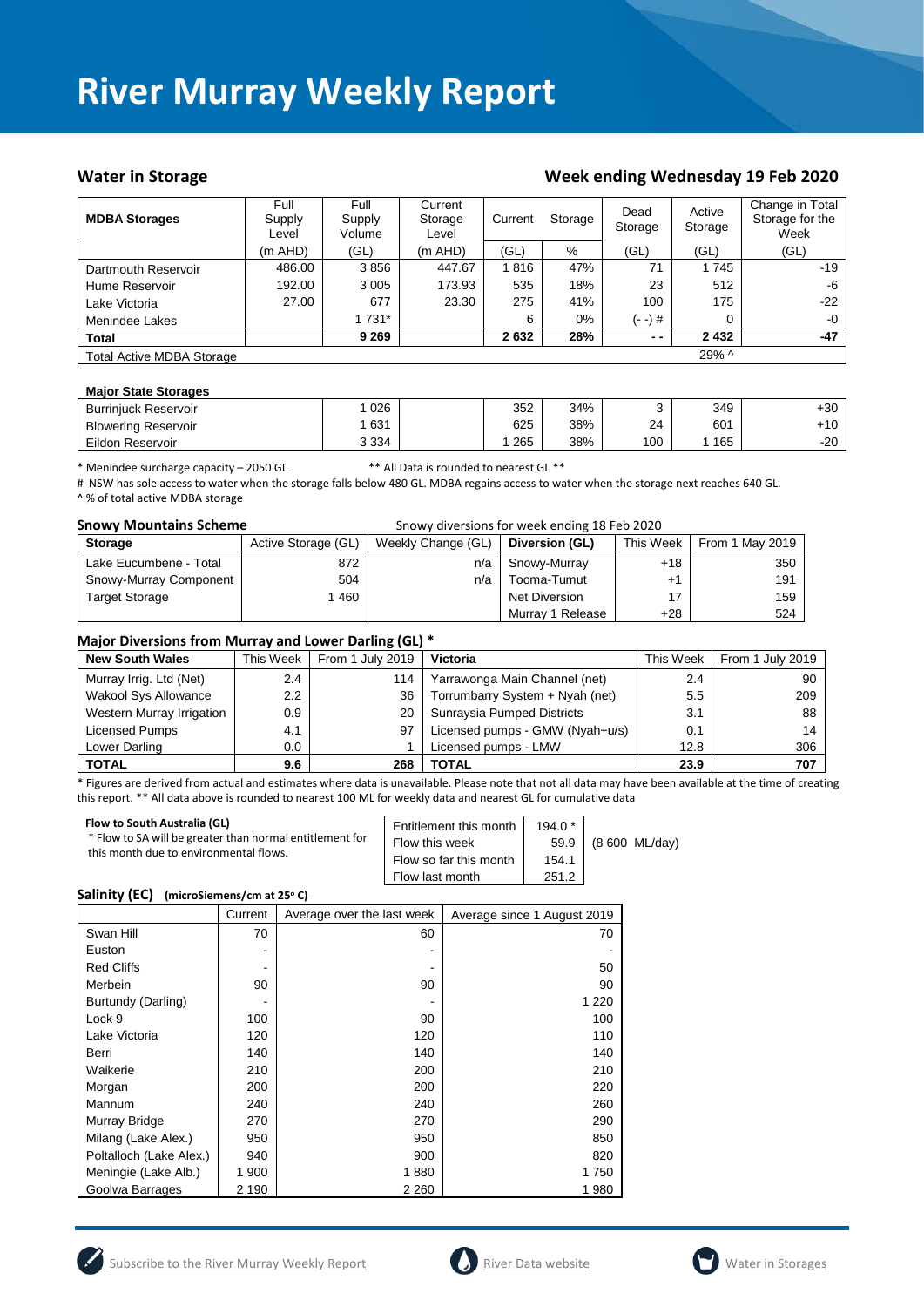# River Murray Weekly Report

## Water in Storage

## Week ending Wednesday 19 Feb 2020

| MDBA Storages | Full Supply Level | Full Supply Volume | Current Storage Level | Current | Storage | Dead Storage | Active Storage | Change in Total Storage for the Week |
|---|---|---|---|---|---|---|---|---|
| | (m AHD) | (GL) | (m AHD) | (GL) | % | (GL) | (GL) | (GL) |
| Dartmouth Reservoir | 486.00 | 3 856 | 447.67 | 1 816 | 47% | 71 | 1 745 | -19 |
| Hume Reservoir | 192.00 | 3 005 | 173.93 | 535 | 18% | 23 | 512 | -6 |
| Lake Victoria | 27.00 | 677 | 23.30 | 275 | 41% | 100 | 175 | -22 |
| Menindee Lakes | | 1 731* | | 6 | 0% | (- -) # | 0 | -0 |
| **Total** | | **9 269** | | **2 632** | **28%** | **- -** | **2 432** | **-47** |
| Total Active MDBA Storage | | | | | | | 29% ^ | |

| Major State Storages | | | | | | | |
|---|---|---|---|---|---|---|---|
| Burrinjuck Reservoir | 1 026 | | 352 | 34% | 3 | 349 | +30 |
| Blowering Reservoir | 1 631 | | 625 | 38% | 24 | 601 | +10 |
| Eildon Reservoir | 3 334 | | 1 265 | 38% | 100 | 1 165 | -20 |

\* Menindee surcharge capacity – 2050 GL  ** All Data is rounded to nearest GL **

# NSW has sole access to water when the storage falls below 480 GL. MDBA regains access to water when the storage next reaches 640 GL.

^ % of total active MDBA storage

### Snowy Mountains Scheme

Snowy diversions for week ending 18 Feb 2020

| Storage | Active Storage (GL) | Weekly Change (GL) | Diversion (GL) | This Week | From 1 May 2019 |
|---|---|---|---|---|---|
| Lake Eucumbene - Total | 872 | n/a | Snowy-Murray | +18 | 350 |
| Snowy-Murray Component | 504 | n/a | Tooma-Tumut | +1 | 191 |
| Target Storage | 1 460 | | Net Diversion | 17 | 159 |
| | | | Murray 1 Release | +28 | 524 |

### Major Diversions from Murray and Lower Darling (GL) *

| New South Wales | This Week | From 1 July 2019 | Victoria | This Week | From 1 July 2019 |
|---|---|---|---|---|---|
| Murray Irrig. Ltd (Net) | 2.4 | 114 | Yarrawonga Main Channel (net) | 2.4 | 90 |
| Wakool Sys Allowance | 2.2 | 36 | Torrumbarry System + Nyah (net) | 5.5 | 209 |
| Western Murray Irrigation | 0.9 | 20 | Sunraysia Pumped Districts | 3.1 | 88 |
| Licensed Pumps | 4.1 | 97 | Licensed pumps - GMW (Nyah+u/s) | 0.1 | 14 |
| Lower Darling | 0.0 | 1 | Licensed pumps - LMW | 12.8 | 306 |
| **TOTAL** | **9.6** | **268** | **TOTAL** | **23.9** | **707** |

\* Figures are derived from actual and estimates where data is unavailable. Please note that not all data may have been available at the time of creating this report. ** All data above is rounded to nearest 100 ML for weekly data and nearest GL for cumulative data

**Flow to South Australia (GL)**

\* Flow to SA will be greater than normal entitlement for this month due to environmental flows.

| | | |
|---|---|---|
| Entitlement this month | 194.0 * | |
| Flow this week | 59.9 | (8 600 ML/day) |
| Flow so far this month | 154.1 | |
| Flow last month | 251.2 | |

### Salinity (EC) (microSiemens/cm at 25° C)

| | Current | Average over the last week | Average since 1 August 2019 |
|---|---|---|---|
| Swan Hill | 70 | 60 | 70 |
| Euston | - | - | - |
| Red Cliffs | - | - | 50 |
| Merbein | 90 | 90 | 90 |
| Burtundy (Darling) | - | - | 1 220 |
| Lock 9 | 100 | 90 | 100 |
| Lake Victoria | 120 | 120 | 110 |
| Berri | 140 | 140 | 140 |
| Waikerie | 210 | 200 | 210 |
| Morgan | 200 | 200 | 220 |
| Mannum | 240 | 240 | 260 |
| Murray Bridge | 270 | 270 | 290 |
| Milang (Lake Alex.) | 950 | 950 | 850 |
| Poltalloch (Lake Alex.) | 940 | 900 | 820 |
| Meningie (Lake Alb.) | 1 900 | 1 880 | 1 750 |
| Goolwa Barrages | 2 190 | 2 260 | 1 980 |

Subscribe to the River Murray Weekly Report  River Data website  Water in Storages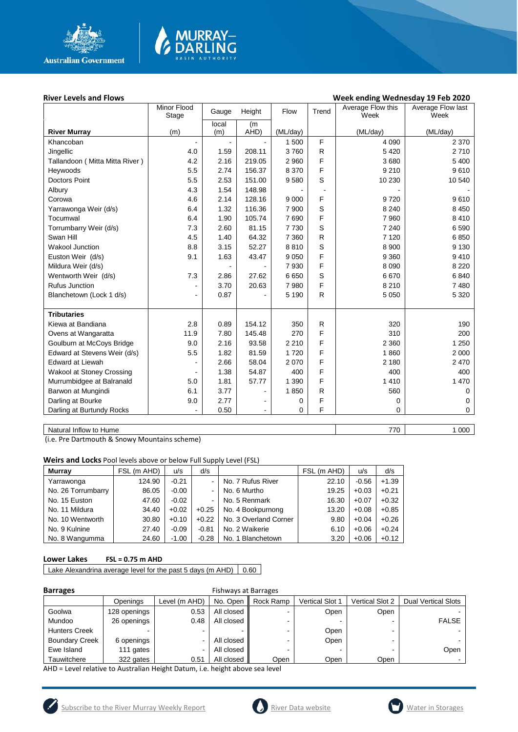## River Levels and Flows

**Week ending Wednesday 19 Feb 2020**

| River Murray | Minor Flood Stage (m) | Gauge local (m) | Height (m AHD) | Flow (ML/day) | Trend | Average Flow this Week (ML/day) | Average Flow last Week (ML/day) |
|---|---|---|---|---|---|---|---|
| Khancoban | - | - | - | 1 500 | F | 4 090 | 2 370 |
| Jingellic | 4.0 | 1.59 | 208.11 | 3 760 | R | 5 420 | 2 710 |
| Tallandoon ( Mitta Mitta River ) | 4.2 | 2.16 | 219.05 | 2 960 | F | 3 680 | 5 400 |
| Heywoods | 5.5 | 2.74 | 156.37 | 8 370 | F | 9 210 | 9 610 |
| Doctors Point | 5.5 | 2.53 | 151.00 | 9 580 | S | 10 230 | 10 540 |
| Albury | 4.3 | 1.54 | 148.98 | - | - | - | - |
| Corowa | 4.6 | 2.14 | 128.16 | 9 000 | F | 9 720 | 9 610 |
| Yarrawonga Weir (d/s) | 6.4 | 1.32 | 116.36 | 7 900 | S | 8 240 | 8 450 |
| Tocumwal | 6.4 | 1.90 | 105.74 | 7 690 | F | 7 960 | 8 410 |
| Torrumbarry Weir (d/s) | 7.3 | 2.60 | 81.15 | 7 730 | S | 7 240 | 6 590 |
| Swan Hill | 4.5 | 1.40 | 64.32 | 7 360 | R | 7 120 | 6 850 |
| Wakool Junction | 8.8 | 3.15 | 52.27 | 8 810 | S | 8 900 | 9 130 |
| Euston Weir (d/s) | 9.1 | 1.63 | 43.47 | 9 050 | F | 9 360 | 9 410 |
| Mildura Weir (d/s) | | - | - | 7 930 | F | 8 090 | 8 220 |
| Wentworth Weir (d/s) | 7.3 | 2.86 | 27.62 | 6 650 | S | 6 670 | 6 840 |
| Rufus Junction | - | 3.70 | 20.63 | 7 980 | F | 8 210 | 7 480 |
| Blanchetown (Lock 1 d/s) | - | 0.87 | - | 5 190 | R | 5 050 | 5 320 |
| **Tributaries** | | | | | | | |
| Kiewa at Bandiana | 2.8 | 0.89 | 154.12 | 350 | R | 320 | 190 |
| Ovens at Wangaratta | 11.9 | 7.80 | 145.48 | 270 | F | 310 | 200 |
| Goulburn at McCoys Bridge | 9.0 | 2.16 | 93.58 | 2 210 | F | 2 360 | 1 250 |
| Edward at Stevens Weir (d/s) | 5.5 | 1.82 | 81.59 | 1 720 | F | 1 860 | 2 000 |
| Edward at Liewah | - | 2.66 | 58.04 | 2 070 | F | 2 180 | 2 470 |
| Wakool at Stoney Crossing | - | 1.38 | 54.87 | 400 | F | 400 | 400 |
| Murrumbidgee at Balranald | 5.0 | 1.81 | 57.77 | 1 390 | F | 1 410 | 1 470 |
| Barwon at Mungindi | 6.1 | 3.77 | - | 1 850 | R | 560 | 0 |
| Darling at Bourke | 9.0 | 2.77 | - | 0 | F | 0 | 0 |
| Darling at Burtundy Rocks | - | 0.50 | - | 0 | F | 0 | 0 |

| | This Week | Last Week |
|---|---|---|
| Natural Inflow to Hume | 770 | 1 000 |

(i.e. Pre Dartmouth & Snowy Mountains scheme)

### Weirs and Locks Pool levels above or below Full Supply Level (FSL)

| Murray | FSL (m AHD) | u/s | d/s | | FSL (m AHD) | u/s | d/s |
|---|---|---|---|---|---|---|---|
| Yarrawonga | 124.90 | -0.21 | - | No. 7 Rufus River | 22.10 | -0.56 | +1.39 |
| No. 26 Torrumbarry | 86.05 | -0.00 | - | No. 6 Murtho | 19.25 | +0.03 | +0.21 |
| No. 15 Euston | 47.60 | -0.02 | - | No. 5 Renmark | 16.30 | +0.07 | +0.32 |
| No. 11 Mildura | 34.40 | +0.02 | +0.25 | No. 4 Bookpurnong | 13.20 | +0.08 | +0.85 |
| No. 10 Wentworth | 30.80 | +0.10 | +0.22 | No. 3 Overland Corner | 9.80 | +0.04 | +0.26 |
| No. 9 Kulnine | 27.40 | -0.09 | -0.81 | No. 2 Waikerie | 6.10 | +0.06 | +0.24 |
| No. 8 Wangumma | 24.60 | -1.00 | -0.28 | No. 1 Blanchetown | 3.20 | +0.06 | +0.12 |

### Lower Lakes FSL = 0.75 m AHD

| Lake Alexandrina average level for the past 5 days (m AHD) | 0.60 |
|---|---|

### Barrages

Fishways at Barrages

| | Openings | Level (m AHD) | No. Open | Rock Ramp | Vertical Slot 1 | Vertical Slot 2 | Dual Vertical Slots |
|---|---|---|---|---|---|---|---|
| Goolwa | 128 openings | 0.53 | All closed | - | Open | Open | - |
| Mundoo | 26 openings | 0.48 | All closed | - | - | - | FALSE |
| Hunters Creek | - | - | - | - | Open | - | - |
| Boundary Creek | 6 openings | - | All closed | - | Open | - | - |
| Ewe Island | 111 gates | - | All closed | - | - | - | Open |
| Tauwitchere | 322 gates | 0.51 | All closed | Open | Open | Open | - |

AHD = Level relative to Australian Height Datum, i.e. height above sea level

Subscribe to the River Murray Weekly Report | River Data website | Water in Storages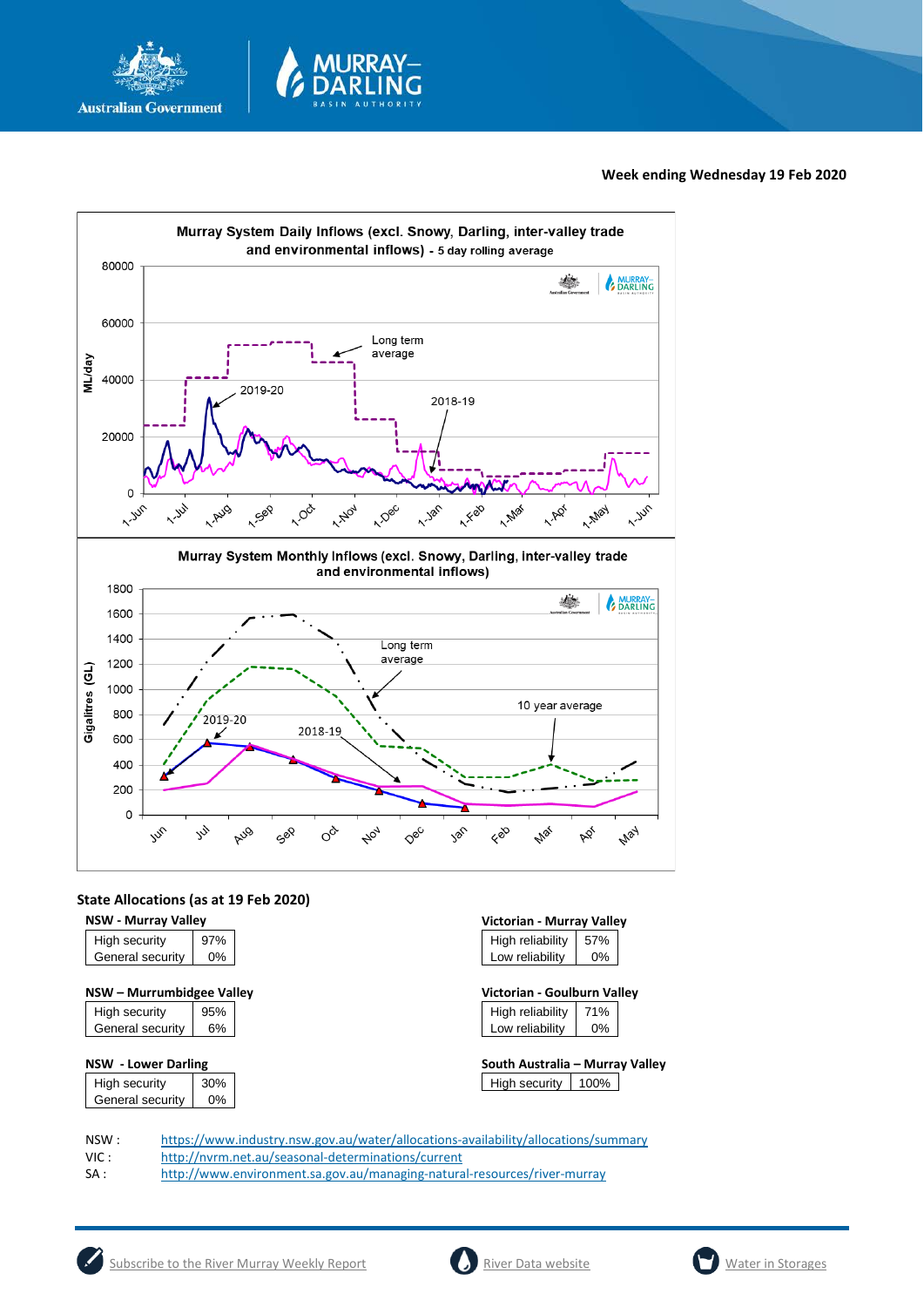**Week ending Wednesday 19 Feb 2020**

Murray System Daily Inflows (excl. Snowy, Darling, inter-valley trade and environmental inflows) - 5 day rolling average

ML/day

80000
60000
40000
20000
0

1-Jun 1-Jul 1-Aug 1-Sep 1-Oct 1-Nov 1-Dec 1-Jan 1-Feb 1-Mar 1-Apr 1-May 1-Jun

Long term average

2019-20

2018-19

Murray System Monthly Inflows (excl. Snowy, Darling, inter-valley trade and environmental inflows)

Gigalitres (GL)

1800
1600
1400
1200
1000
800
600
400
200
0

Jun Jul Aug Sep Oct Nov Dec Jan Feb Mar Apr May

Long term average

10 year average

2019-20

2018-19

## State Allocations (as at 19 Feb 2020)

**NSW - Murray Valley**

| | |
|---|---|
| High security | 97% |
| General security | 0% |

**NSW – Murrumbidgee Valley**

| | |
|---|---|
| High security | 95% |
| General security | 6% |

**NSW - Lower Darling**

| | |
|---|---|
| High security | 30% |
| General security | 0% |

**Victorian - Murray Valley**

| | |
|---|---|
| High reliability | 57% |
| Low reliability | 0% |

**Victorian - Goulburn Valley**

| | |
|---|---|
| High reliability | 71% |
| Low reliability | 0% |

**South Australia – Murray Valley**

| | |
|---|---|
| High security | 100% |

NSW : https://www.industry.nsw.gov.au/water/allocations-availability/allocations/summary
VIC : http://nvrm.net.au/seasonal-determinations/current
SA : http://www.environment.sa.gov.au/managing-natural-resources/river-murray

Subscribe to the River Murray Weekly Report    River Data website    Water in Storages